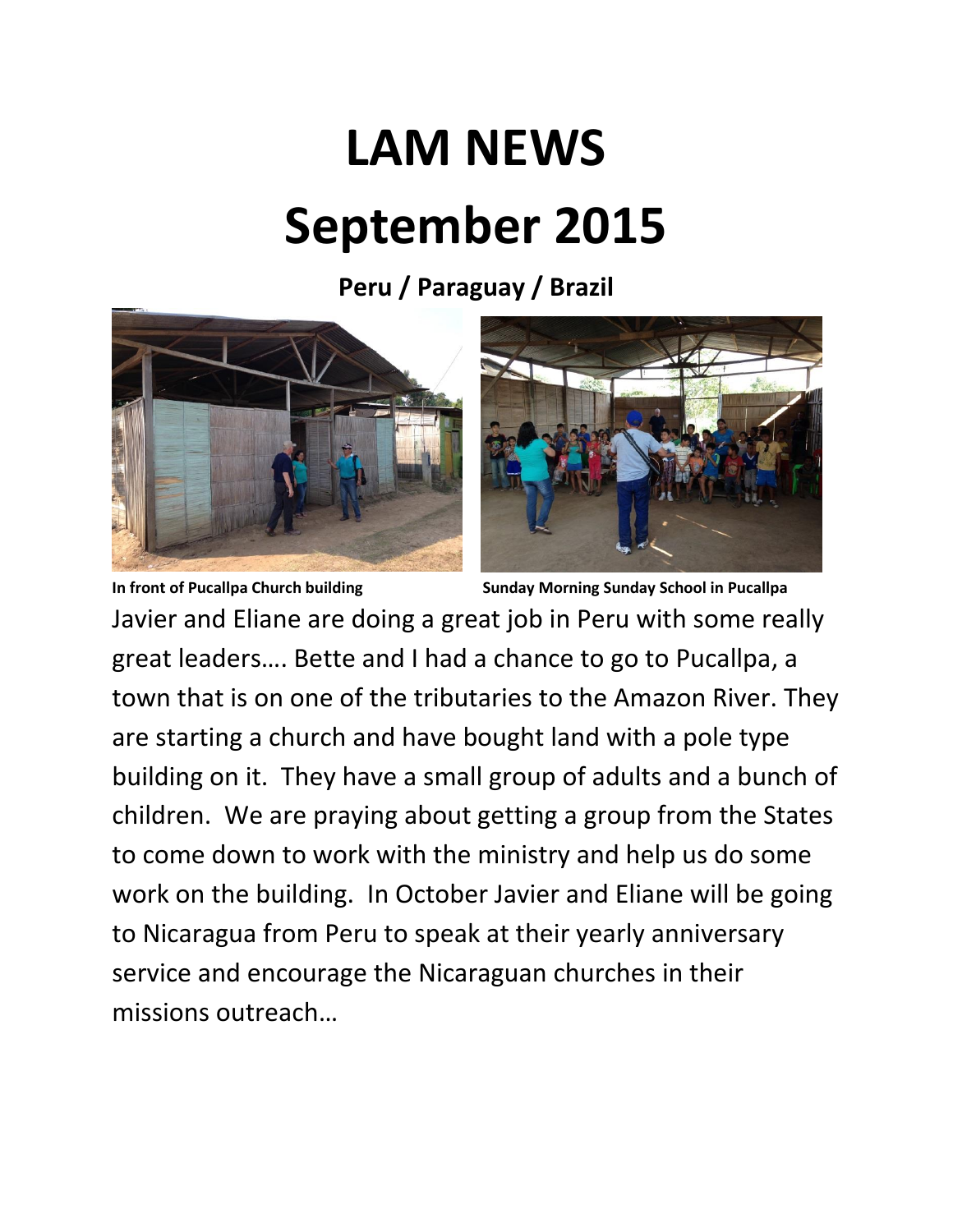# LAM NEWS

# September 2015

**Peru / Paraguay / Brazil**

**In front of Pucallpa Church building**

**Sunday Morning Sunday School in Pucallpa**

Javier and Eliane are doing a great job in Peru with some really great leaders…. Bette and I had a chance to go to Pucallpa, a town that is on one of the tributaries to the Amazon River. They are starting a church and have bought land with a pole type building on it. They have a small group of adults and a bunch of children. We are praying about getting a group from the States to come down to work with the ministry and help us do some work on the building. In October Javier and Eliane will be going to Nicaragua from Peru to speak at their yearly anniversary service and encourage the Nicaraguan churches in their missions outreach…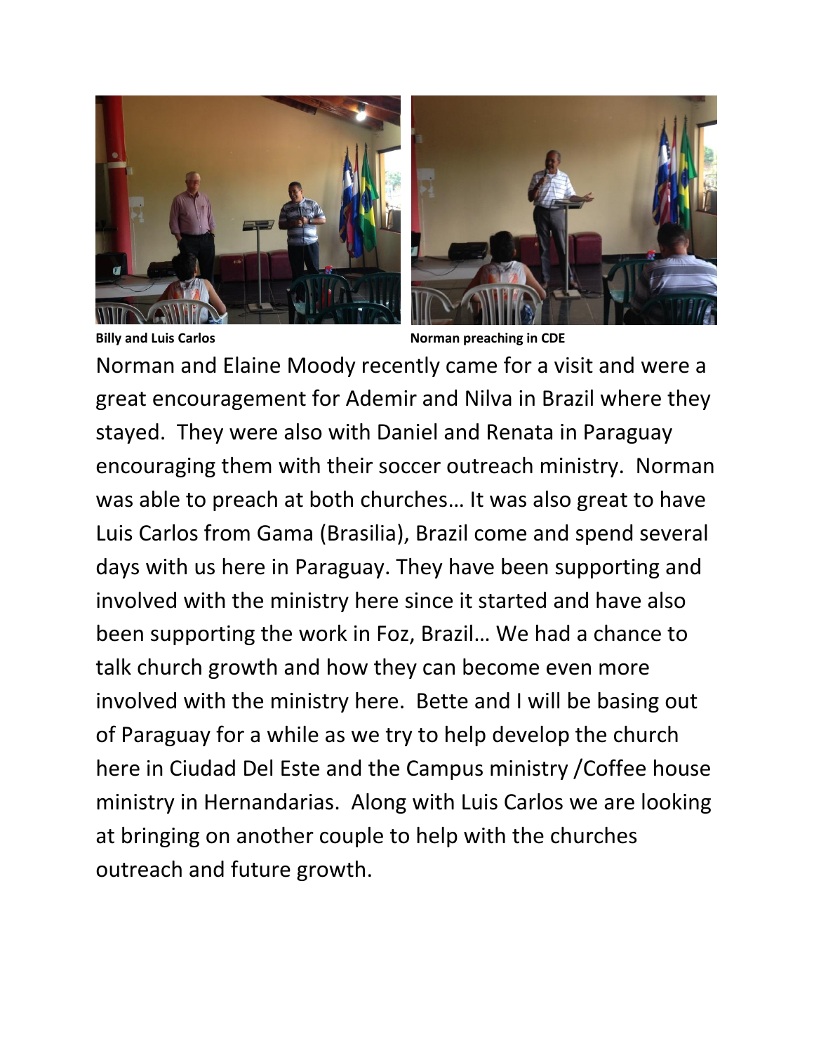**Billy and Luis Carlos** **Norman preaching in CDE**

Norman and Elaine Moody recently came for a visit and were a great encouragement for Ademir and Nilva in Brazil where they stayed. They were also with Daniel and Renata in Paraguay encouraging them with their soccer outreach ministry. Norman was able to preach at both churches… It was also great to have Luis Carlos from Gama (Brasilia), Brazil come and spend several days with us here in Paraguay. They have been supporting and involved with the ministry here since it started and have also been supporting the work in Foz, Brazil… We had a chance to talk church growth and how they can become even more involved with the ministry here. Bette and I will be basing out of Paraguay for a while as we try to help develop the church here in Ciudad Del Este and the Campus ministry /Coffee house ministry in Hernandarias. Along with Luis Carlos we are looking at bringing on another couple to help with the churches outreach and future growth.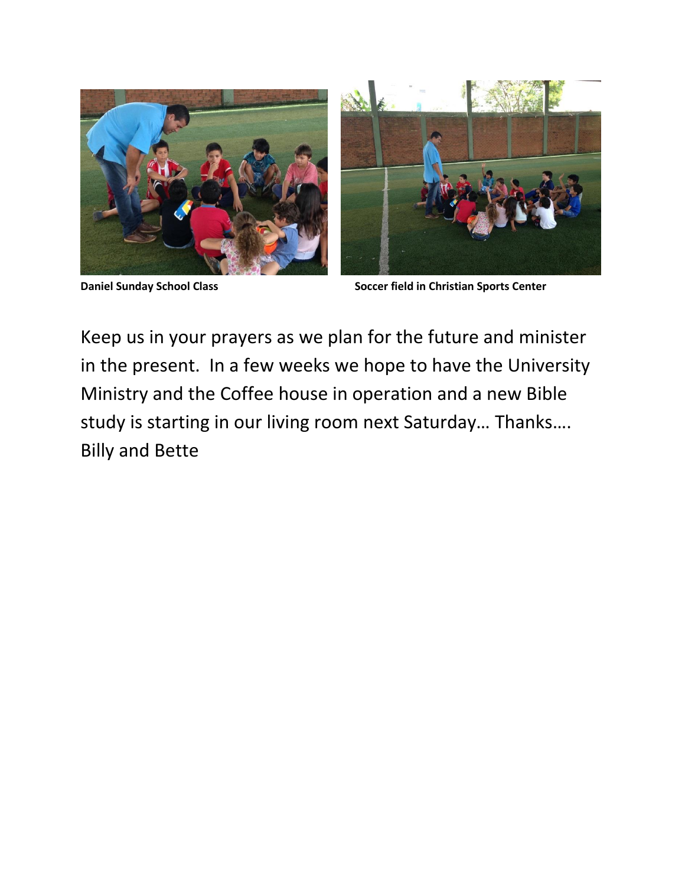**Daniel Sunday School Class** **Soccer field in Christian Sports Center**

Keep us in your prayers as we plan for the future and minister in the present. In a few weeks we hope to have the University Ministry and the Coffee house in operation and a new Bible study is starting in our living room next Saturday… Thanks…. Billy and Bette